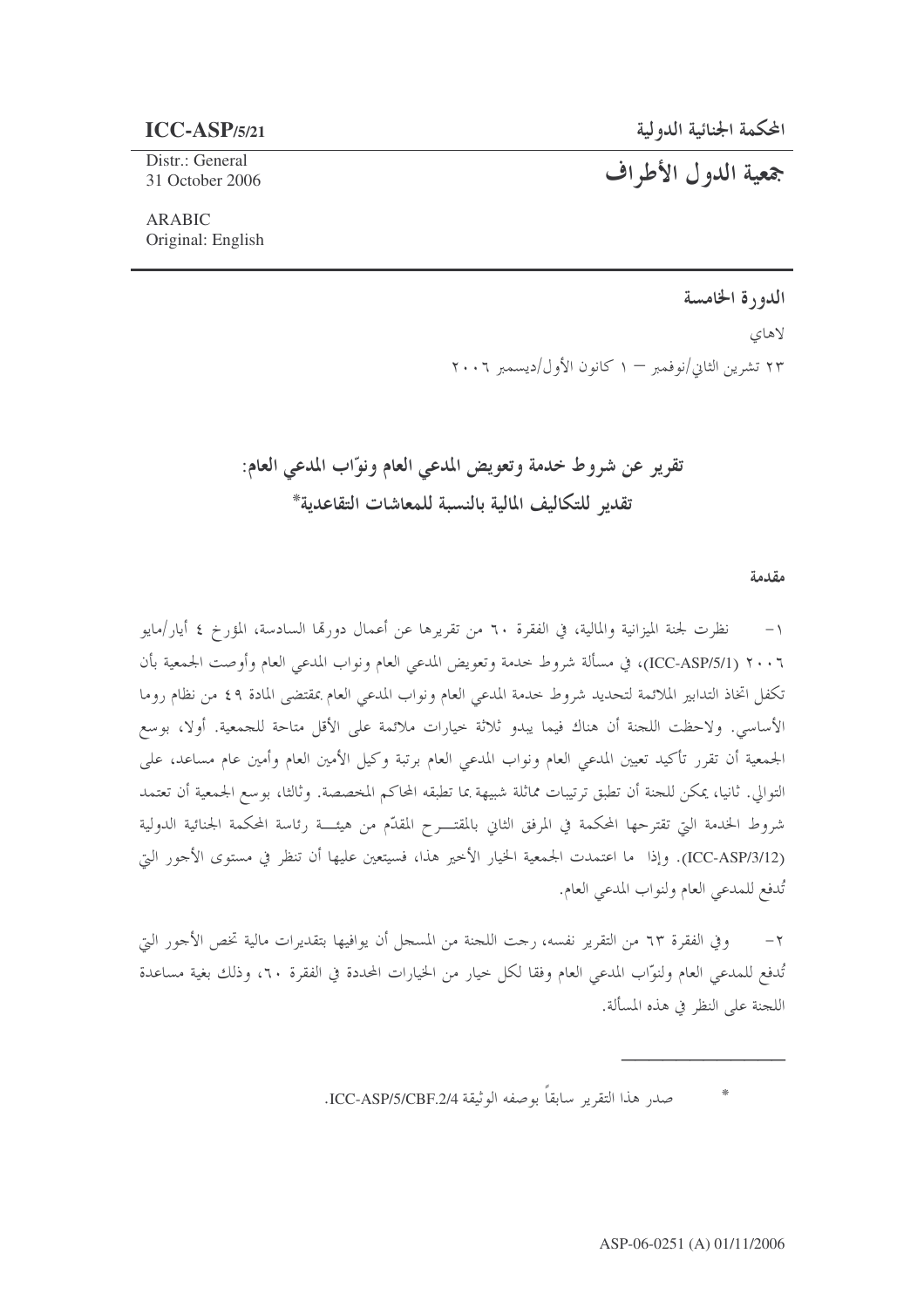**ICC-ASP/5/21**

Distr.: General
31 October 2006

ARABIC
Original: English

المحكمة الجنائية الدولية

# جمعية الدول الأطراف

## الدورة الخامسة

لاهاي

٢٣ تشرين الثاني/نوفمبر – ١ كانون الأول/ديسمبر ٢٠٠٦

# تقرير عن شروط خدمة وتعويض المدعي العام ونوّاب المدعي العام: تقدير للتكاليف المالية بالنسبة للمعاشات التقاعدية*

### مقدمة

١- نظرت لجنة الميزانية والمالية، في الفقرة ٦٠ من تقريرها عن أعمال دورتها السادسة، المؤرخ ٤ أيار/مايو ٢٠٠٦ (ICC-ASP/5/1)، في مسألة شروط خدمة وتعويض المدعي العام ونواب المدعي العام وأوصت الجمعية بأن تكفل اتخاذ التدابير الملائمة لتحديد شروط خدمة المدعي العام ونواب المدعي العام بمقتضى المادة ٤٩ من نظام روما الأساسي. ولاحظت اللجنة أن هناك فيما يبدو ثلاثة خيارات ملائمة على الأقل متاحة للجمعية. أولا، بوسع الجمعية أن تقرر تأكيد تعيين المدعي العام ونواب المدعي العام برتبة وكيل الأمين العام وأمين عام مساعد، على التوالي. ثانيا، يمكن للجنة أن تطبق ترتيبات مماثلة شبيهة بما تطبقه المحاكم المخصصة. وثالثا، بوسع الجمعية أن تعتمد شروط الخدمة التي تقترحها المحكمة في المرفق الثاني بالمقترح المقدّم من هيئة رئاسة المحكمة الجنائية الدولية (ICC-ASP/3/12). وإذا ما اعتمدت الجمعية الخيار الأخير هذا، فسيتعين عليها أن تنظر في مستوى الأجور التي تُدفع للمدعي العام ولنواب المدعي العام.

٢- وفي الفقرة ٦٣ من التقرير نفسه، رجت اللجنة من المسجل أن يوافيها بتقديرات مالية تخص الأجور التي تُدفع للمدعي العام ولنوّاب المدعي العام وفقا لكل خيار من الخيارات المحددة في الفقرة ٦٠، وذلك بغية مساعدة اللجنة على النظر في هذه المسألة.

---

* صدر هذا التقرير سابقاً بوصفه الوثيقة ICC-ASP/5/CBF.2/4.

ASP-06-0251 (A) 01/11/2006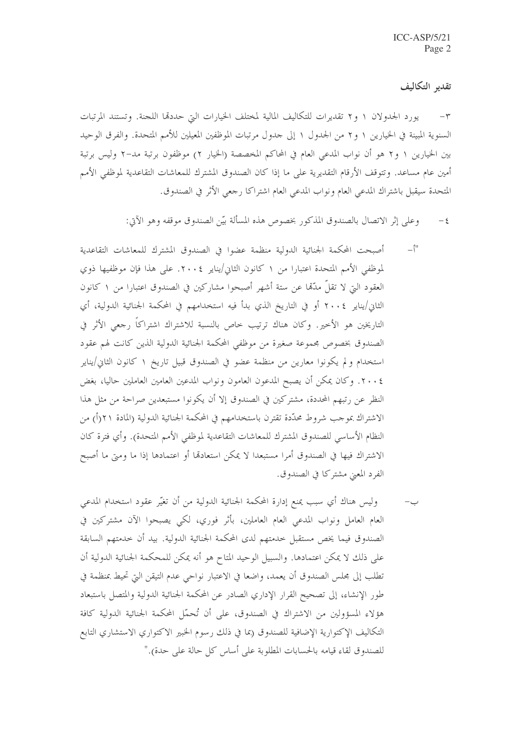## تقدير التكاليف

٣- يورد الجدولان ١ و٢ تقديرات للتكاليف المالية لمختلف الخيارات التي حددها اللجنة. وتستند المرتبات السنوية المبينة في الخيارين ١ و٢ من الجدول ١ إلى جدول مرتبات الموظفين المعيلين للأمم المتحدة. والفرق الوحيد بين الخيارين ١ و٢ هو أن نواب المدعي العام في المحاكم المخصصة (الخيار ٢) موظفون برتبة مد-٢ وليس برتبة أمين عام مساعد. وتتوقف الأرقام التقديرية على ما إذا كان الصندوق المشترك للمعاشات التقاعدية لموظفي الأمم المتحدة سيقبل باشتراك المدعي العام ونواب المدعي العام اشتراكا رجعي الأثر في الصندوق.

٤- وعلى إثر الاتصال بالصندوق المذكور بخصوص هذه المسألة بيّن الصندوق موقفه وهو الآتي:

"أ- أصبحت المحكمة الجنائية الدولية منظمة عضوا في الصندوق المشترك للمعاشات التقاعدية لموظفي الأمم المتحدة اعتبارا من ١ كانون الثاني/يناير ٢٠٠٤. على هذا فإن موظفيها ذوي العقود التي لا تقلّ مدّها عن ستة أشهر أصبحوا مشاركين في الصندوق اعتبارا من ١ كانون الثاني/يناير ٢٠٠٤ أو في التاريخ الذي بدأ فيه استخدامهم في المحكمة الجنائية الدولية، أي التاريخين هو الأخير. وكان هناك ترتيب خاص بالنسبة للاشتراك اشتراكاً رجعي الأثر في الصندوق بخصوص مجموعة صغيرة من موظفي المحكمة الجنائية الدولية الذين كانت لهم عقود استخدام ولم يكونوا معارين من منظمة عضو في الصندوق قبيل تاريخ ١ كانون الثاني/يناير ٢٠٠٤. وكان يمكن أن يصبح المدعون العامون ونواب المدعين العامين العاملين حاليا، بغض النظر عن رتبهم المحددة، مشتركين في الصندوق إلا أن يكونوا مستبعدين صراحة من مثل هذا الاشتراك بموجب شروط محدّدة تقترن باستخدامهم في المحكمة الجنائية الدولية (المادة ٢١(أ) من النظام الأساسي للصندوق المشترك للمعاشات التقاعدية لموظفي الأمم المتحدة). وأي فترة كان الاشتراك فيها في الصندوق أمرا مستبعدا لا يمكن استعادها أو اعتمادها إذا ما ومتى ما أصبح الفرد المعني مشتركا في الصندوق.

ب- وليس هناك أي سبب يمنع إدارة المحكمة الجنائية الدولية من أن تغيّر عقود استخدام المدعي العام العامل ونواب المدعي العام العاملين، بأثر فوري، لكي يصبحوا الآن مشتركين في الصندوق فيما يخص مستقبل خدمتهم لدى المحكمة الجنائية الدولية. بيد أن خدمتهم السابقة على ذلك لا يمكن اعتمادها. والسبيل الوحيد المتاح هو أنه يمكن للمحكمة الجنائية الدولية أن تطلب إلى مجلس الصندوق أن يعمد، واضعا في الاعتبار نواحي عدم التيقن التي تحيط بمنظمة في طور الإنشاء، إلى تصحيح القرار الإداري الصادر عن المحكمة الجنائية الدولية والمتصل باستبعاد هؤلاء المسؤولين من الاشتراك في الصندوق، على أن تُحمّل المحكمة الجنائية الدولية كافة التكاليف الإكتوارية الإضافية للصندوق (بما في ذلك رسوم الخبير الاكتواري الاستشاري التابع للصندوق لقاء قيامه بالحسابات المطلوبة على أساس كل حالة على حدة)."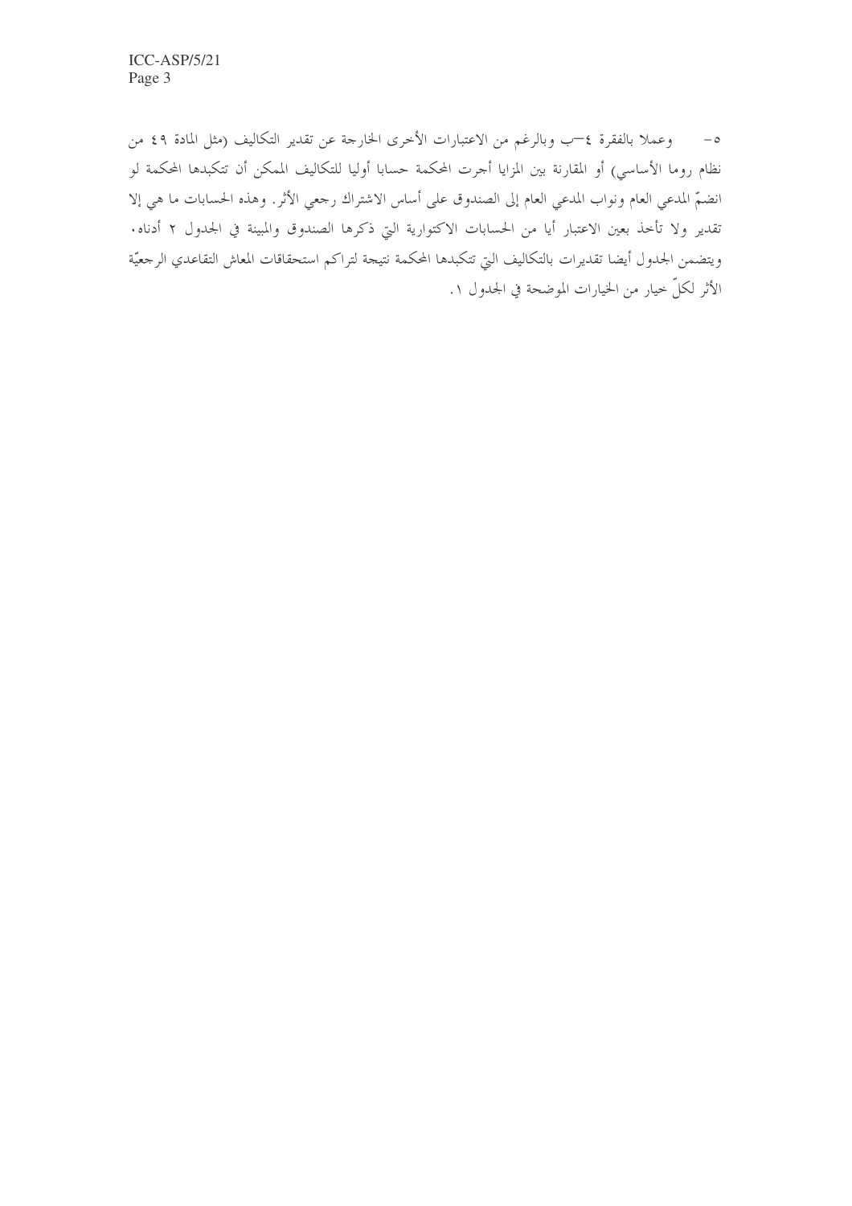٥- وعملا بالفقرة ٤-ب وبالرغم من الاعتبارات الأخرى الخارجة عن تقدير التكاليف (مثل المادة ٤٩ من نظام روما الأساسي) أو المقارنة بين المزايا أجرت المحكمة حسابا أوليا للتكاليف الممكن أن تتكبدها المحكمة لو انضمّ المدعي العام ونواب المدعي العام إلى الصندوق على أساس الاشتراك رجعي الأثر. وهذه الحسابات ما هي إلا تقدير ولا تأخذ بعين الاعتبار أيا من الحسابات الاكتوارية التي ذكرها الصندوق والمبينة في الجدول ٢ أدناه. ويتضمن الجدول أيضا تقديرات بالتكاليف التي تتكبدها المحكمة نتيجة لتراكم استحقاقات المعاش التقاعدي الرجعيّة الأثر لكلّ خيار من الخيارات الموضحة في الجدول ١.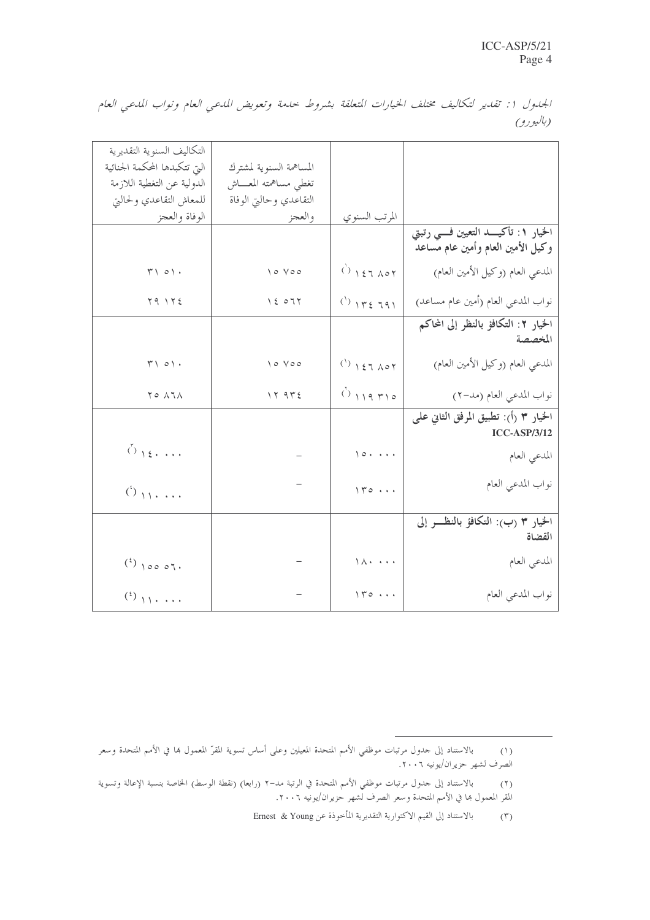*الجدول ١: تقدير لتكاليف مختلف الخيارات المتعلقة بشروط خدمة وتعويض المدعي العام ونواب المدعي العام (باليورو)*

| | المرتب السنوي | المساهمة السنوية لمشترك تغطي مساهمته المعاش التقاعدي وحالتي الوفاة والعجز | التكاليف السنوية التقديرية التي تتكبدها المحكمة الجنائية الدولية عن التغطية اللازمة للمعاش التقاعدي وحالتي الوفاة والعجز |
|---|---|---|---|
| **الخيار ١: تأكيد التعيين في رتبتي وكيل الأمين العام وأمين عام مساعد** | | | |
| المدعي العام (وكيل الأمين العام) | ١٤٦ ٨٥٢ (١) | ١٥ ٧٥٥ | ٣١ ٥١٠ |
| نواب المدعي العام (أمين عام مساعد) | ١٣٤ ٦٩١ (١) | ١٤ ٥٦٢ | ٢٩ ١٢٤ |
| **الخيار ٢: التكافؤ بالنظر إلى المحاكم المخصصة** | | | |
| المدعي العام (وكيل الأمين العام) | ١٤٦ ٨٥٢ (١) | ١٥ ٧٥٥ | ٣١ ٥١٠ |
| نواب المدعي العام (مد-٢) | ١١٩ ٣١٥ (٢) | ١٢ ٩٣٤ | ٢٥ ٨٦٨ |
| **الخيار ٣ (أ): تطبيق المرفق الثاني على ICC-ASP/3/12** | | | |
| المدعي العام | ١٥٠ ٠٠٠ | – | ١٤٠ ٠٠٠ (٣) |
| نواب المدعي العام | ١٣٥ ٠٠٠ | – | ١١٠ ٠٠٠ (٤) |
| **الخيار ٣ (ب): التكافؤ بالنظر إلى القضاة** | | | |
| المدعي العام | ١٨٠ ٠٠٠ | – | ١٥٥ ٥٦٠ (٤) |
| نواب المدعي العام | ١٣٥ ٠٠٠ | – | ١١٠ ٠٠٠ (٤) |

---

(١) بالاستناد إلى جدول مرتبات موظفي الأمم المتحدة المعينين وعلى أساس تسوية المقرّ المعمول بها في الأمم المتحدة وسعر الصرف لشهر حزيران/يونيه ٢٠٠٦.

(٢) بالاستناد إلى جدول مرتبات موظفي الأمم المتحدة في الرتبة مد-٢ (رابعا) (نقطة الوسط) الخاصة بنسبة الإعالة وتسوية المقر المعمول بها في الأمم المتحدة وسعر الصرف لشهر حزيران/يونيه ٢٠٠٦.

(٣) بالاستناد إلى القيم الاكتوارية التقديرية المأخوذة عن Ernest & Young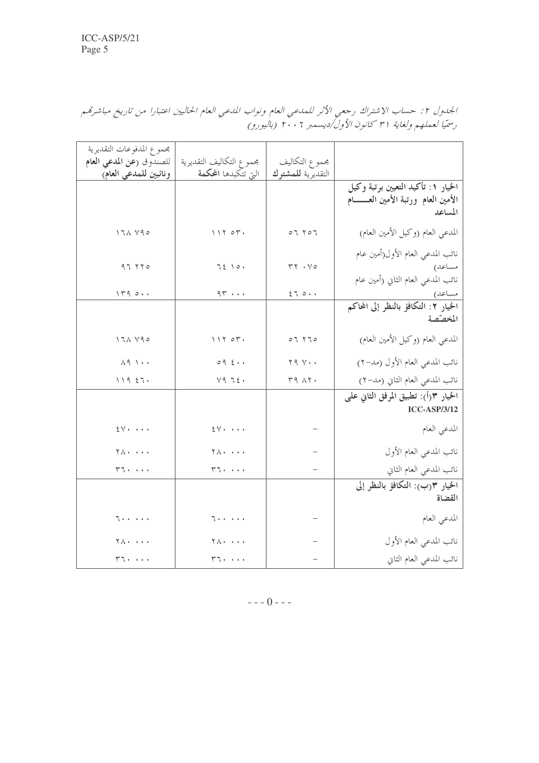*الجدول ٢: حساب الاشتراك رجعي الأثر للمدعي العام ونواب المدعي العام الحاليين اعتبارا من تاريخ مباشرتهم رسميًا لعملهم ولغاية ٣١ كانون الأول/ديسمبر ٢٠٠٦ (باليورو)*

| | مجموع التكاليف التقديرية **للمشترك** | مجموع التكاليف التقديرية التي تتكبدها **المحكمة** | مجموع المدفوعات التقديرية للصندوق **(عن المدعي العام ونائبين للمدعي العام)** |
|---|---|---|---|
| **الخيار ١: تأكيد التعيين برتبة وكيل الأمين العام ورتبة الأمين العام المساعد** | | | |
| المدعي العام (وكيل الأمين العام) | ٥٦ ٢٥٦ | ١١٢ ٥٣٠ | ١٦٨ ٧٩٥ |
| نائب المدعي العام الأول(أمين عام مساعد) | ٣٢ ٠٧٥ | ٦٤ ١٥٠ | ٩٦ ٢٢٥ |
| نائب المدعي العام الثاني (أمين عام مساعد) | ٤٦ ٥٠٠ | ٩٣ ٠٠٠ | ١٣٩ ٥٠٠ |
| **الخيار ٢: التكافؤ بالنظر إلى المحاكم المخصّصة** | | | |
| المدعي العام (وكيل الأمين العام) | ٥٦ ٢٦٥ | ١١٢ ٥٣٠ | ١٦٨ ٧٩٥ |
| نائب المدعي العام الأول (مد-٢) | ٢٩ ٧٠٠ | ٥٩ ٤٠٠ | ٨٩ ١٠٠ |
| نائب المدعي العام الثاني (مد-٢) | ٣٩ ٨٢٠ | ٧٩ ٦٤٠ | ١١٩ ٤٦٠ |
| **الخيار ٣(أ): تطبيق المرفق الثاني على ICC-ASP/3/12** | | | |
| المدعي العام | – | ٤٧٠ ٠٠٠ | ٤٧٠ ٠٠٠ |
| نائب المدعي العام الأول | – | ٢٨٠ ٠٠٠ | ٢٨٠ ٠٠٠ |
| نائب المدعي العام الثاني | – | ٣٦٠ ٠٠٠ | ٣٦٠ ٠٠٠ |
| **الخيار ٣(ب): التكافؤ بالنظر إلى القضاة** | | | |
| المدعي العام | – | ٦٠٠ ٠٠٠ | ٦٠٠ ٠٠٠ |
| نائب المدعي العام الأول | – | ٢٨٠ ٠٠٠ | ٢٨٠ ٠٠٠ |
| نائب المدعي العام الثاني | – | ٣٦٠ ٠٠٠ | ٣٦٠ ٠٠٠ |

- - - 0 - - -